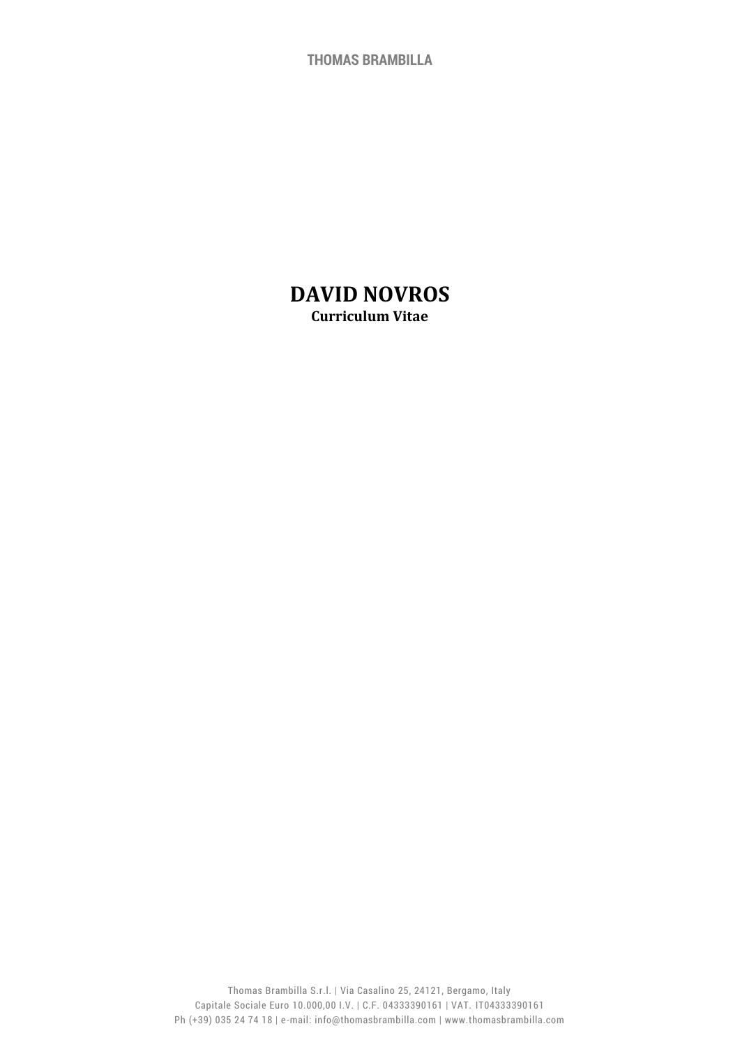# DAVID NOVROS

**Curriculum Vitae**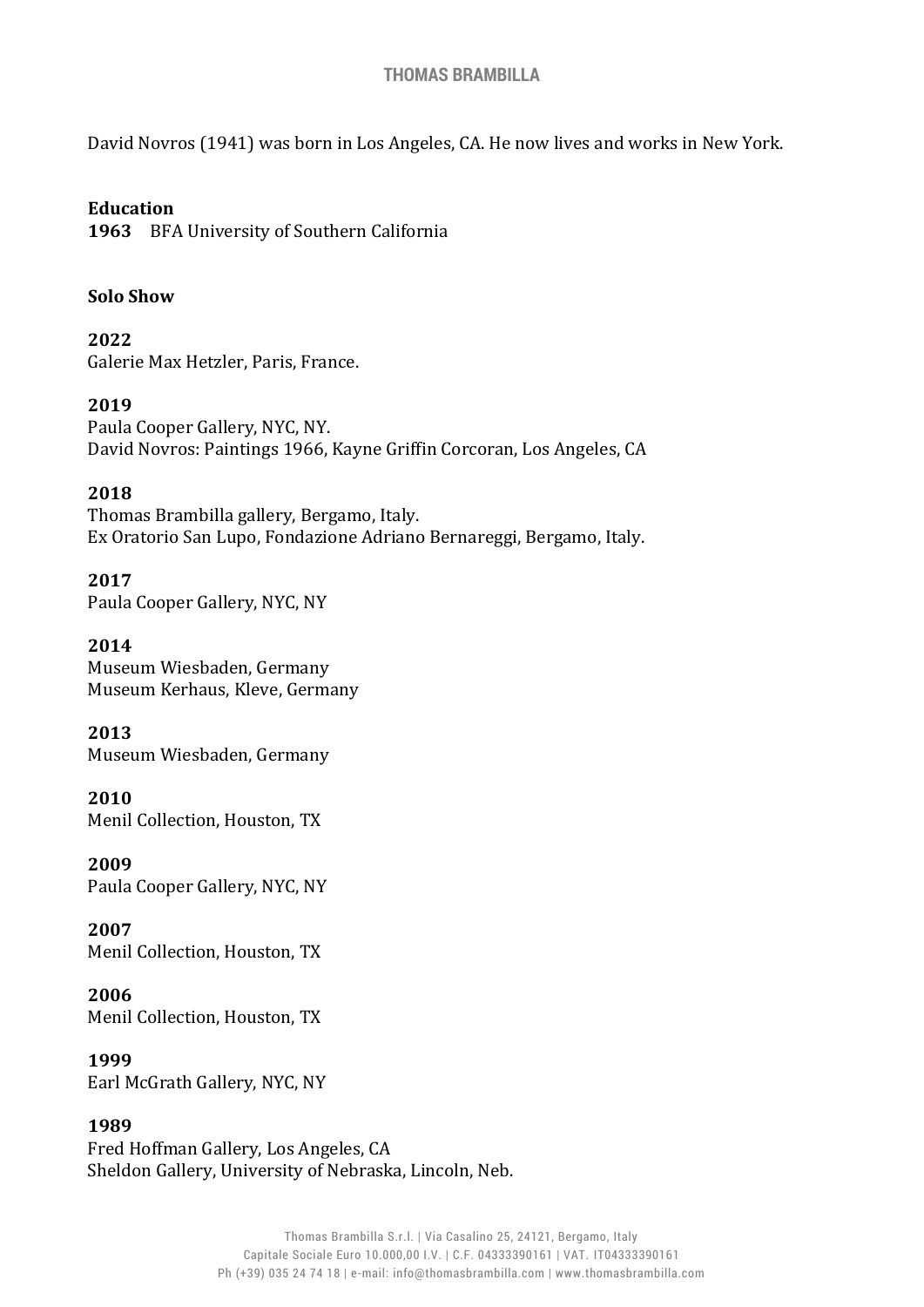David Novros (1941) was born in Los Angeles, CA. He now lives and works in New York.

**Education**

**1963** BFA University of Southern California

**Solo Show**

**2022**
Galerie Max Hetzler, Paris, France.

**2019**
Paula Cooper Gallery, NYC, NY.
David Novros: Paintings 1966, Kayne Griffin Corcoran, Los Angeles, CA

**2018**
Thomas Brambilla gallery, Bergamo, Italy.
Ex Oratorio San Lupo, Fondazione Adriano Bernareggi, Bergamo, Italy.

**2017**
Paula Cooper Gallery, NYC, NY

**2014**
Museum Wiesbaden, Germany
Museum Kerhaus, Kleve, Germany

**2013**
Museum Wiesbaden, Germany

**2010**
Menil Collection, Houston, TX

**2009**
Paula Cooper Gallery, NYC, NY

**2007**
Menil Collection, Houston, TX

**2006**
Menil Collection, Houston, TX

**1999**
Earl McGrath Gallery, NYC, NY

**1989**
Fred Hoffman Gallery, Los Angeles, CA
Sheldon Gallery, University of Nebraska, Lincoln, Neb.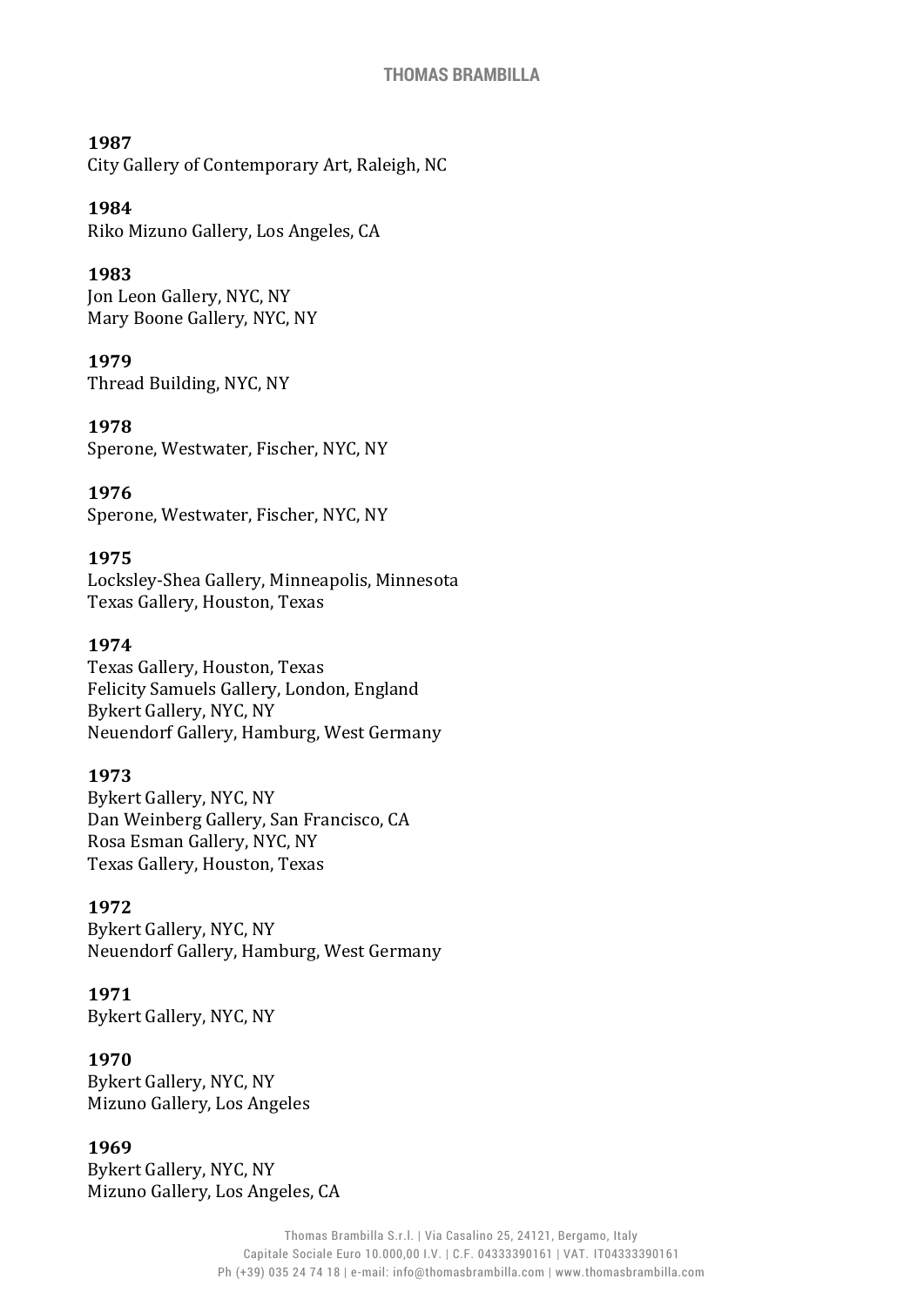**1987**
City Gallery of Contemporary Art, Raleigh, NC

**1984**
Riko Mizuno Gallery, Los Angeles, CA

**1983**
Jon Leon Gallery, NYC, NY
Mary Boone Gallery, NYC, NY

**1979**
Thread Building, NYC, NY

**1978**
Sperone, Westwater, Fischer, NYC, NY

**1976**
Sperone, Westwater, Fischer, NYC, NY

**1975**
Locksley-Shea Gallery, Minneapolis, Minnesota
Texas Gallery, Houston, Texas

**1974**
Texas Gallery, Houston, Texas
Felicity Samuels Gallery, London, England
Bykert Gallery, NYC, NY
Neuendorf Gallery, Hamburg, West Germany

**1973**
Bykert Gallery, NYC, NY
Dan Weinberg Gallery, San Francisco, CA
Rosa Esman Gallery, NYC, NY
Texas Gallery, Houston, Texas

**1972**
Bykert Gallery, NYC, NY
Neuendorf Gallery, Hamburg, West Germany

**1971**
Bykert Gallery, NYC, NY

**1970**
Bykert Gallery, NYC, NY
Mizuno Gallery, Los Angeles

**1969**
Bykert Gallery, NYC, NY
Mizuno Gallery, Los Angeles, CA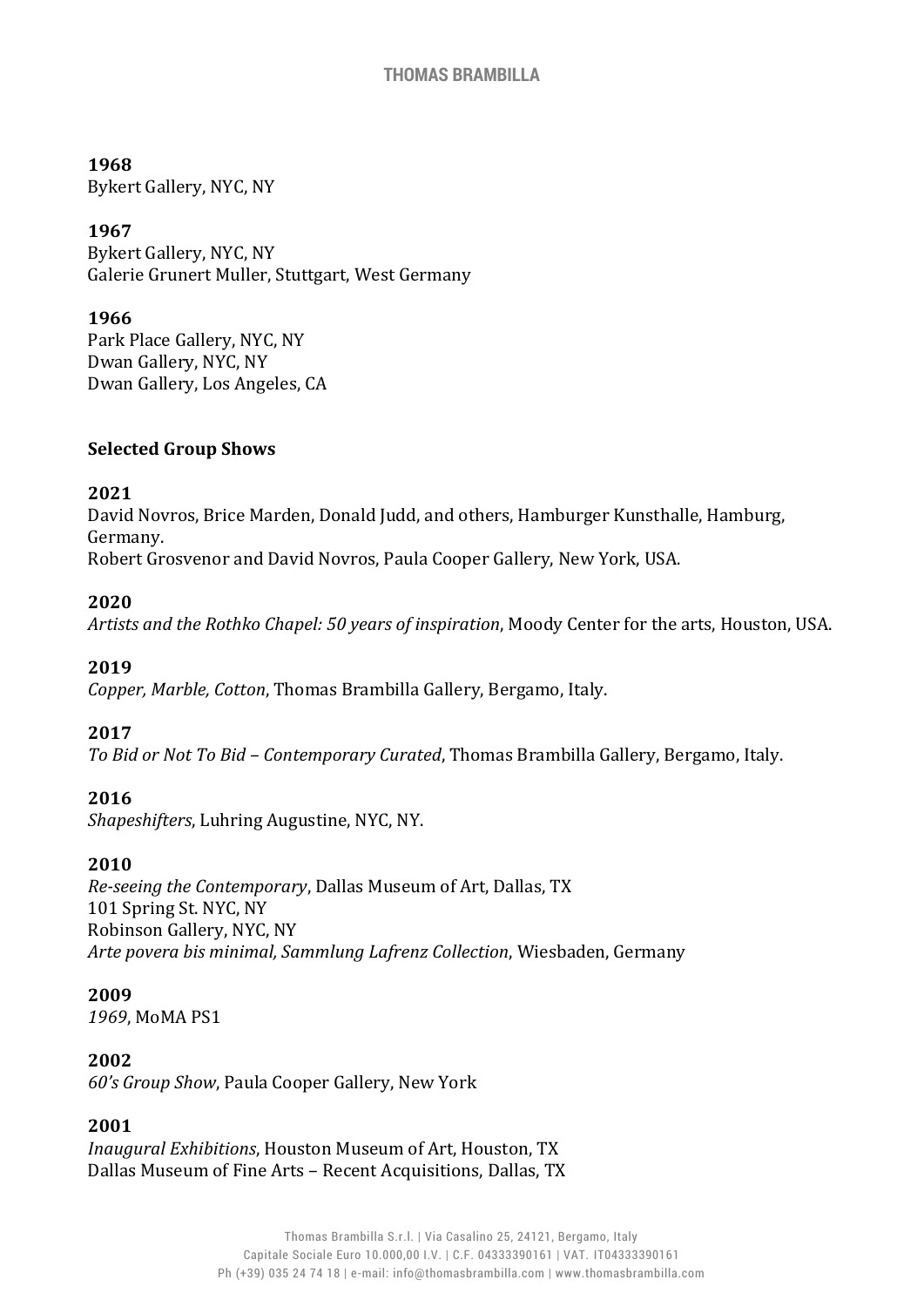**1968**
Bykert Gallery, NYC, NY

**1967**
Bykert Gallery, NYC, NY
Galerie Grunert Muller, Stuttgart, West Germany

**1966**
Park Place Gallery, NYC, NY
Dwan Gallery, NYC, NY
Dwan Gallery, Los Angeles, CA

**Selected Group Shows**

**2021**
David Novros, Brice Marden, Donald Judd, and others, Hamburger Kunsthalle, Hamburg, Germany.
Robert Grosvenor and David Novros, Paula Cooper Gallery, New York, USA.

**2020**
*Artists and the Rothko Chapel: 50 years of inspiration*, Moody Center for the arts, Houston, USA.

**2019**
*Copper, Marble, Cotton*, Thomas Brambilla Gallery, Bergamo, Italy.

**2017**
*To Bid or Not To Bid – Contemporary Curated*, Thomas Brambilla Gallery, Bergamo, Italy.

**2016**
*Shapeshifters*, Luhring Augustine, NYC, NY.

**2010**
*Re-seeing the Contemporary*, Dallas Museum of Art, Dallas, TX
101 Spring St. NYC, NY
Robinson Gallery, NYC, NY
*Arte povera bis minimal, Sammlung Lafrenz Collection*, Wiesbaden, Germany

**2009**
*1969*, MoMA PS1

**2002**
*60's Group Show*, Paula Cooper Gallery, New York

**2001**
*Inaugural Exhibitions*, Houston Museum of Art, Houston, TX
Dallas Museum of Fine Arts – Recent Acquisitions, Dallas, TX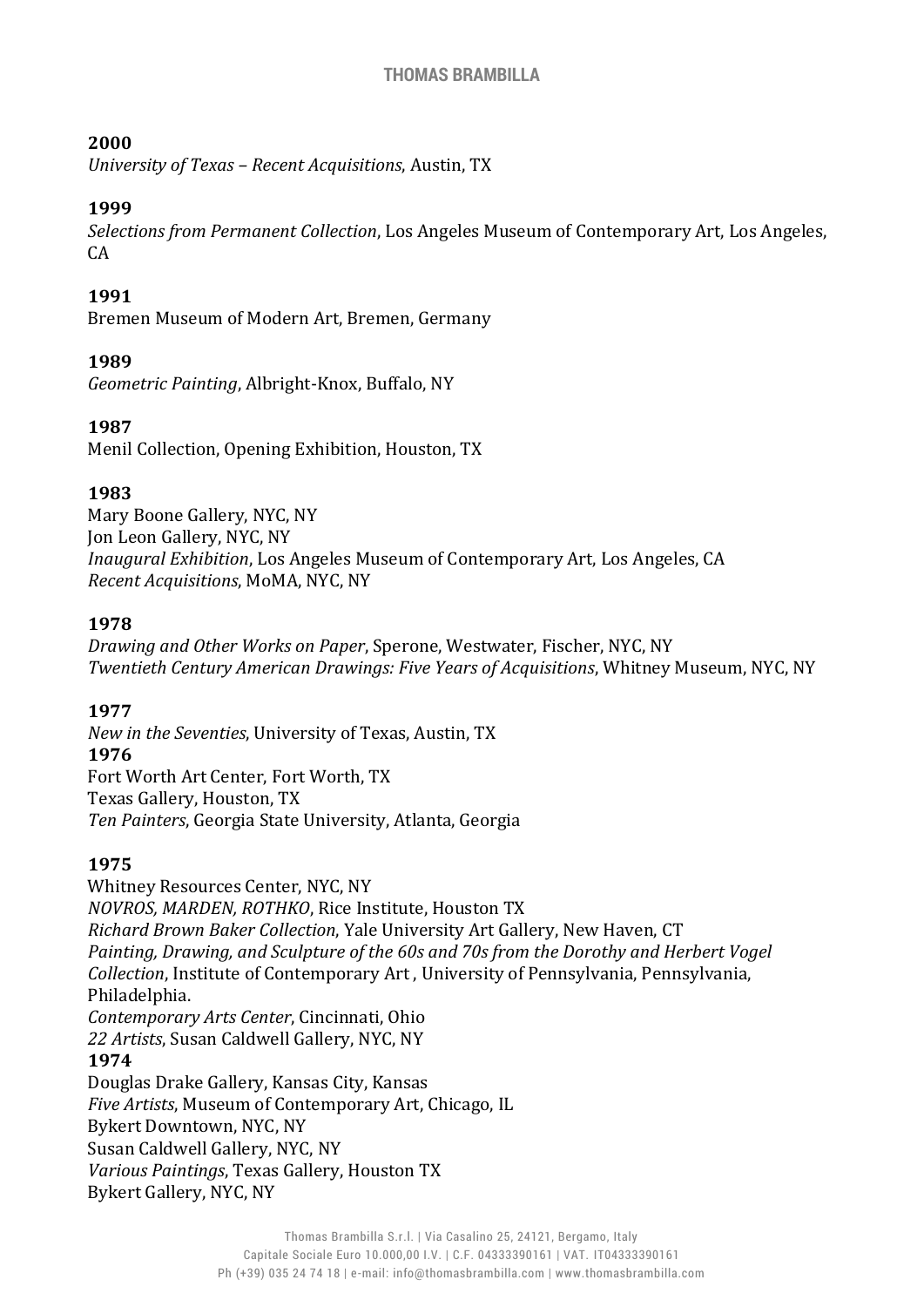**2000**
*University of Texas – Recent Acquisitions*, Austin, TX

**1999**
*Selections from Permanent Collection*, Los Angeles Museum of Contemporary Art, Los Angeles, CA

**1991**
Bremen Museum of Modern Art, Bremen, Germany

**1989**
*Geometric Painting*, Albright-Knox, Buffalo, NY

**1987**
Menil Collection, Opening Exhibition, Houston, TX

**1983**
Mary Boone Gallery, NYC, NY
Jon Leon Gallery, NYC, NY
*Inaugural Exhibition*, Los Angeles Museum of Contemporary Art, Los Angeles, CA
*Recent Acquisitions*, MoMA, NYC, NY

**1978**
*Drawing and Other Works on Paper*, Sperone, Westwater, Fischer, NYC, NY
*Twentieth Century American Drawings: Five Years of Acquisitions*, Whitney Museum, NYC, NY

**1977**
*New in the Seventies*, University of Texas, Austin, TX

**1976**
Fort Worth Art Center, Fort Worth, TX
Texas Gallery, Houston, TX
*Ten Painters*, Georgia State University, Atlanta, Georgia

**1975**
Whitney Resources Center, NYC, NY
*NOVROS, MARDEN, ROTHKO*, Rice Institute, Houston TX
*Richard Brown Baker Collection*, Yale University Art Gallery, New Haven, CT
*Painting, Drawing, and Sculpture of the 60s and 70s from the Dorothy and Herbert Vogel Collection*, Institute of Contemporary Art , University of Pennsylvania, Pennsylvania, Philadelphia.
*Contemporary Arts Center*, Cincinnati, Ohio
*22 Artists*, Susan Caldwell Gallery, NYC, NY

**1974**
Douglas Drake Gallery, Kansas City, Kansas
*Five Artists*, Museum of Contemporary Art, Chicago, IL
Bykert Downtown, NYC, NY
Susan Caldwell Gallery, NYC, NY
*Various Paintings*, Texas Gallery, Houston TX
Bykert Gallery, NYC, NY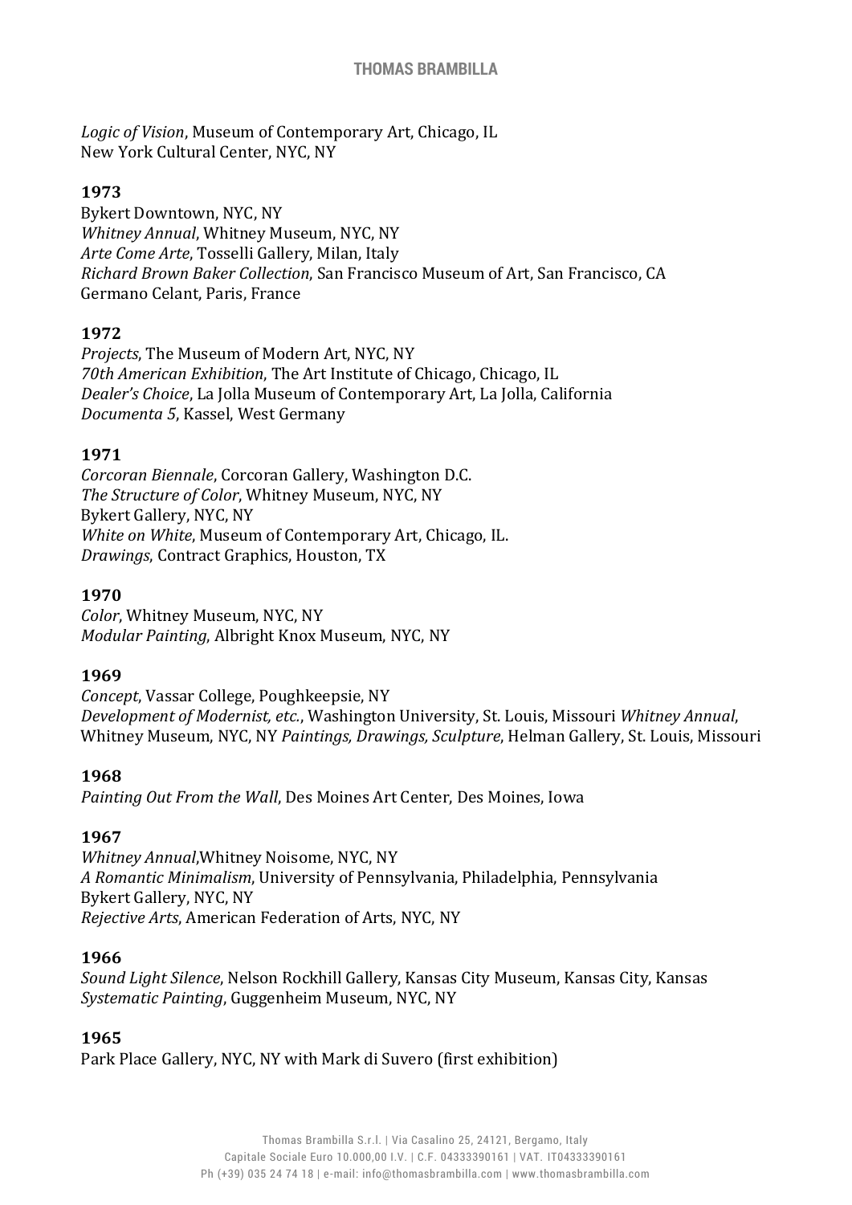*Logic of Vision*, Museum of Contemporary Art, Chicago, IL
New York Cultural Center, NYC, NY

**1973**
Bykert Downtown, NYC, NY
*Whitney Annual*, Whitney Museum, NYC, NY
*Arte Come Arte*, Tosselli Gallery, Milan, Italy
*Richard Brown Baker Collection*, San Francisco Museum of Art, San Francisco, CA
Germano Celant, Paris, France

**1972**
*Projects*, The Museum of Modern Art, NYC, NY
*70th American Exhibition*, The Art Institute of Chicago, Chicago, IL
*Dealer's Choice*, La Jolla Museum of Contemporary Art, La Jolla, California
*Documenta 5*, Kassel, West Germany

**1971**
*Corcoran Biennale*, Corcoran Gallery, Washington D.C.
*The Structure of Color*, Whitney Museum, NYC, NY
Bykert Gallery, NYC, NY
*White on White*, Museum of Contemporary Art, Chicago, IL.
*Drawings*, Contract Graphics, Houston, TX

**1970**
*Color*, Whitney Museum, NYC, NY
*Modular Painting*, Albright Knox Museum, NYC, NY

**1969**
*Concept*, Vassar College, Poughkeepsie, NY
*Development of Modernist, etc.*, Washington University, St. Louis, Missouri *Whitney Annual*, Whitney Museum, NYC, NY *Paintings, Drawings, Sculpture*, Helman Gallery, St. Louis, Missouri

**1968**
*Painting Out From the Wall*, Des Moines Art Center, Des Moines, Iowa

**1967**
*Whitney Annual*,Whitney Noisome, NYC, NY
*A Romantic Minimalism*, University of Pennsylvania, Philadelphia, Pennsylvania
Bykert Gallery, NYC, NY
*Rejective Arts*, American Federation of Arts, NYC, NY

**1966**
*Sound Light Silence*, Nelson Rockhill Gallery, Kansas City Museum, Kansas City, Kansas
*Systematic Painting*, Guggenheim Museum, NYC, NY

**1965**
Park Place Gallery, NYC, NY with Mark di Suvero (first exhibition)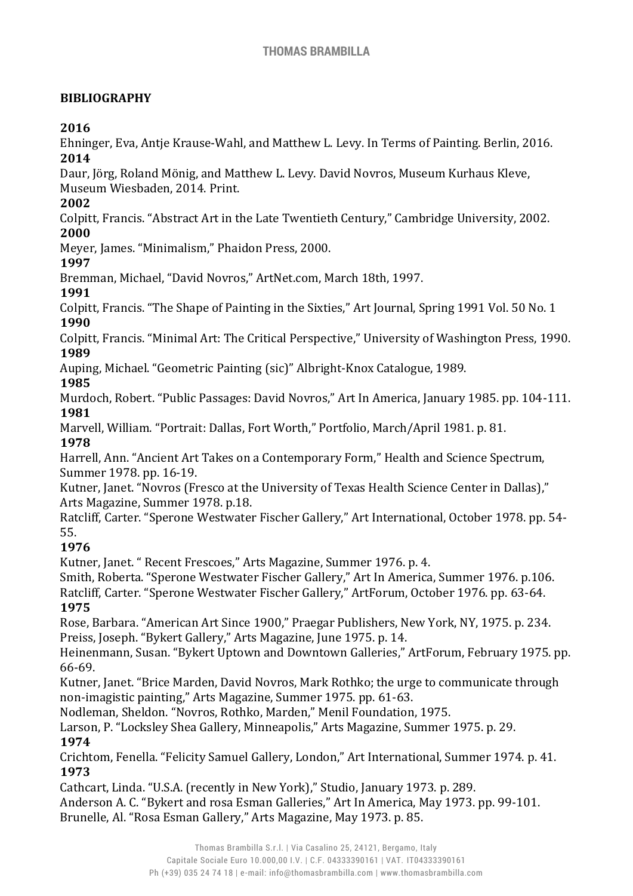**BIBLIOGRAPHY**

**2016**

Ehninger, Eva, Antje Krause-Wahl, and Matthew L. Levy. In Terms of Painting. Berlin, 2016.

**2014**

Daur, Jörg, Roland Mönig, and Matthew L. Levy. David Novros, Museum Kurhaus Kleve, Museum Wiesbaden, 2014. Print.

**2002**

Colpitt, Francis. "Abstract Art in the Late Twentieth Century," Cambridge University, 2002.

**2000**

Meyer, James. "Minimalism," Phaidon Press, 2000.

**1997**

Bremman, Michael, "David Novros," ArtNet.com, March 18th, 1997.

**1991**

Colpitt, Francis. "The Shape of Painting in the Sixties," Art Journal, Spring 1991 Vol. 50 No. 1

**1990**

Colpitt, Francis. "Minimal Art: The Critical Perspective," University of Washington Press, 1990.

**1989**

Auping, Michael. "Geometric Painting (sic)" Albright-Knox Catalogue, 1989.

**1985**

Murdoch, Robert. "Public Passages: David Novros," Art In America, January 1985. pp. 104-111.

**1981**

Marvell, William. "Portrait: Dallas, Fort Worth," Portfolio, March/April 1981. p. 81.

**1978**

Harrell, Ann. "Ancient Art Takes on a Contemporary Form," Health and Science Spectrum, Summer 1978. pp. 16-19.

Kutner, Janet. "Novros (Fresco at the University of Texas Health Science Center in Dallas)," Arts Magazine, Summer 1978. p.18.

Ratcliff, Carter. "Sperone Westwater Fischer Gallery," Art International, October 1978. pp. 54-55.

**1976**

Kutner, Janet. " Recent Frescoes," Arts Magazine, Summer 1976. p. 4.

Smith, Roberta. "Sperone Westwater Fischer Gallery," Art In America, Summer 1976. p.106.

Ratcliff, Carter. "Sperone Westwater Fischer Gallery," ArtForum, October 1976. pp. 63-64.

**1975**

Rose, Barbara. "American Art Since 1900," Praegar Publishers, New York, NY, 1975. p. 234.

Preiss, Joseph. "Bykert Gallery," Arts Magazine, June 1975. p. 14.

Heinenmann, Susan. "Bykert Uptown and Downtown Galleries," ArtForum, February 1975. pp. 66-69.

Kutner, Janet. "Brice Marden, David Novros, Mark Rothko; the urge to communicate through non-imagistic painting," Arts Magazine, Summer 1975. pp. 61-63.

Nodleman, Sheldon. "Novros, Rothko, Marden," Menil Foundation, 1975.

Larson, P. "Locksley Shea Gallery, Minneapolis," Arts Magazine, Summer 1975. p. 29.

**1974**

Crichtom, Fenella. "Felicity Samuel Gallery, London," Art International, Summer 1974. p. 41.

**1973**

Cathcart, Linda. "U.S.A. (recently in New York)," Studio, January 1973. p. 289.

Anderson A. C. "Bykert and rosa Esman Galleries," Art In America, May 1973. pp. 99-101.

Brunelle, Al. "Rosa Esman Gallery," Arts Magazine, May 1973. p. 85.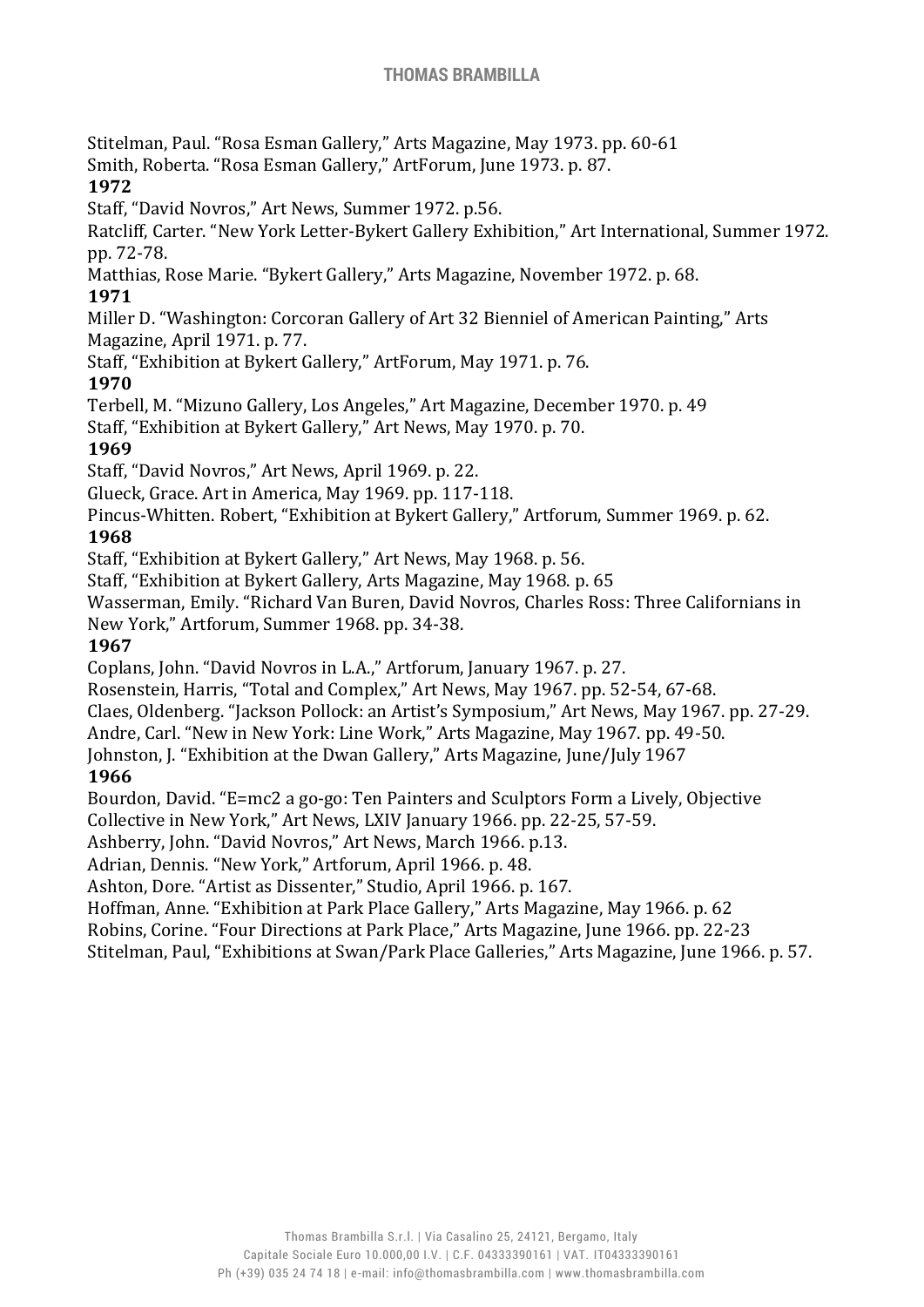Stitelman, Paul. “Rosa Esman Gallery,” Arts Magazine, May 1973. pp. 60-61
Smith, Roberta. “Rosa Esman Gallery,” ArtForum, June 1973. p. 87.

**1972**

Staff, “David Novros,” Art News, Summer 1972. p.56.
Ratcliff, Carter. “New York Letter-Bykert Gallery Exhibition,” Art International, Summer 1972. pp. 72-78.
Matthias, Rose Marie. “Bykert Gallery,” Arts Magazine, November 1972. p. 68.

**1971**

Miller D. “Washington: Corcoran Gallery of Art 32 Bienniel of American Painting,” Arts Magazine, April 1971. p. 77.
Staff, “Exhibition at Bykert Gallery,” ArtForum, May 1971. p. 76.

**1970**

Terbell, M. “Mizuno Gallery, Los Angeles,” Art Magazine, December 1970. p. 49
Staff, “Exhibition at Bykert Gallery,” Art News, May 1970. p. 70.

**1969**

Staff, “David Novros,” Art News, April 1969. p. 22.
Glueck, Grace. Art in America, May 1969. pp. 117-118.
Pincus-Whitten. Robert, “Exhibition at Bykert Gallery,” Artforum, Summer 1969. p. 62.

**1968**

Staff, “Exhibition at Bykert Gallery,” Art News, May 1968. p. 56.
Staff, “Exhibition at Bykert Gallery, Arts Magazine, May 1968. p. 65
Wasserman, Emily. “Richard Van Buren, David Novros, Charles Ross: Three Californians in New York,” Artforum, Summer 1968. pp. 34-38.

**1967**

Coplans, John. “David Novros in L.A.,” Artforum, January 1967. p. 27.
Rosenstein, Harris, “Total and Complex,” Art News, May 1967. pp. 52-54, 67-68.
Claes, Oldenberg. “Jackson Pollock: an Artist’s Symposium,” Art News, May 1967. pp. 27-29.
Andre, Carl. “New in New York: Line Work,” Arts Magazine, May 1967. pp. 49-50.
Johnston, J. “Exhibition at the Dwan Gallery,” Arts Magazine, June/July 1967

**1966**

Bourdon, David. “E=mc2 a go-go: Ten Painters and Sculptors Form a Lively, Objective Collective in New York,” Art News, LXIV January 1966. pp. 22-25, 57-59.
Ashberry, John. “David Novros,” Art News, March 1966. p.13.
Adrian, Dennis. “New York,” Artforum, April 1966. p. 48.
Ashton, Dore. “Artist as Dissenter,” Studio, April 1966. p. 167.
Hoffman, Anne. “Exhibition at Park Place Gallery,” Arts Magazine, May 1966. p. 62
Robins, Corine. “Four Directions at Park Place,” Arts Magazine, June 1966. pp. 22-23
Stitelman, Paul, “Exhibitions at Swan/Park Place Galleries,” Arts Magazine, June 1966. p. 57.